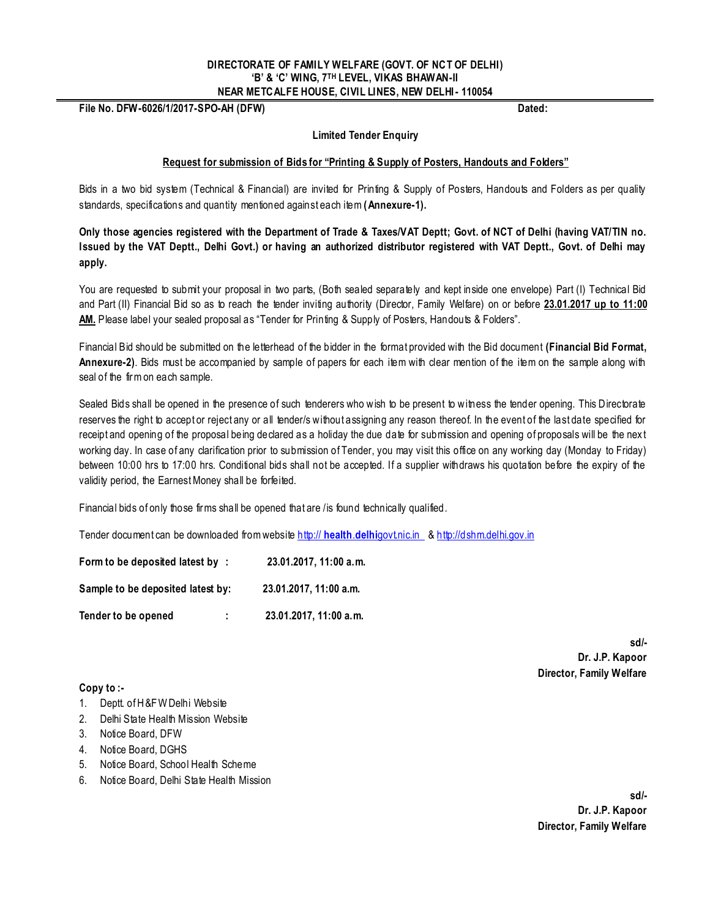**DIRECTORATE OF FAMILY WELFARE (GOVT. OF NCT OF DELHI)**
**'B' & 'C' WING, 7TH LEVEL, VIKAS BHAWAN-II**
**NEAR METCALFE HOUSE, CIVIL LINES, NEW DELHI- 110054**

**File No. DFW-6026/1/2017-SPO-AH (DFW)** **Dated:**

**Limited Tender Enquiry**

**Request for submission of Bids for "Printing & Supply of Posters, Handouts and Folders"**

Bids in a two bid system (Technical & Financial) are invited for Printing & Supply of Posters, Handouts and Folders as per quality standards, specifications and quantity mentioned against each item **(Annexure-1).**

**Only those agencies registered with the Department of Trade & Taxes/VAT Deptt; Govt. of NCT of Delhi (having VAT/TIN no. Issued by the VAT Deptt., Delhi Govt.) or having an authorized distributor registered with VAT Deptt., Govt. of Delhi may apply.**

You are requested to submit your proposal in two parts, (Both sealed separately and kept inside one envelope) Part (I) Technical Bid and Part (II) Financial Bid so as to reach the tender inviting authority (Director, Family Welfare) on or before **23.01.2017 up to 11:00 AM.** Please label your sealed proposal as "Tender for Printing & Supply of Posters, Handouts & Folders".

Financial Bid should be submitted on the letterhead of the bidder in the format provided with the Bid document **(Financial Bid Format, Annexure-2)**. Bids must be accompanied by sample of papers for each item with clear mention of the item on the sample along with seal of the firm on each sample.

Sealed Bids shall be opened in the presence of such tenderers who wish to be present to witness the tender opening. This Directorate reserves the right to accept or reject any or all tender/s without assigning any reason thereof. In the event of the last date specified for receipt and opening of the proposal being declared as a holiday the due date for submission and opening of proposals will be the next working day. In case of any clarification prior to submission of Tender, you may visit this office on any working day (Monday to Friday) between 10:00 hrs to 17:00 hrs. Conditional bids shall not be accepted. If a supplier withdraws his quotation before the expiry of the validity period, the Earnest Money shall be forfeited.

Financial bids of only those firms shall be opened that are /is found technically qualified.

Tender document can be downloaded from website http:// **health.delhi**govt.nic.in & http://dshm.delhi.gov.in

**Form to be deposited latest by :** **23.01.2017, 11:00 a.m.**

**Sample to be deposited latest by:** **23.01.2017, 11:00 a.m.**

**Tender to be opened :** **23.01.2017, 11:00 a.m.**

**sd/-**
**Dr. J.P. Kapoor**
**Director, Family Welfare**

**Copy to :-**

1. Deptt. of H&FW Delhi Website
2. Delhi State Health Mission Website
3. Notice Board, DFW
4. Notice Board, DGHS
5. Notice Board, School Health Scheme
6. Notice Board, Delhi State Health Mission

**sd/-**
**Dr. J.P. Kapoor**
**Director, Family Welfare**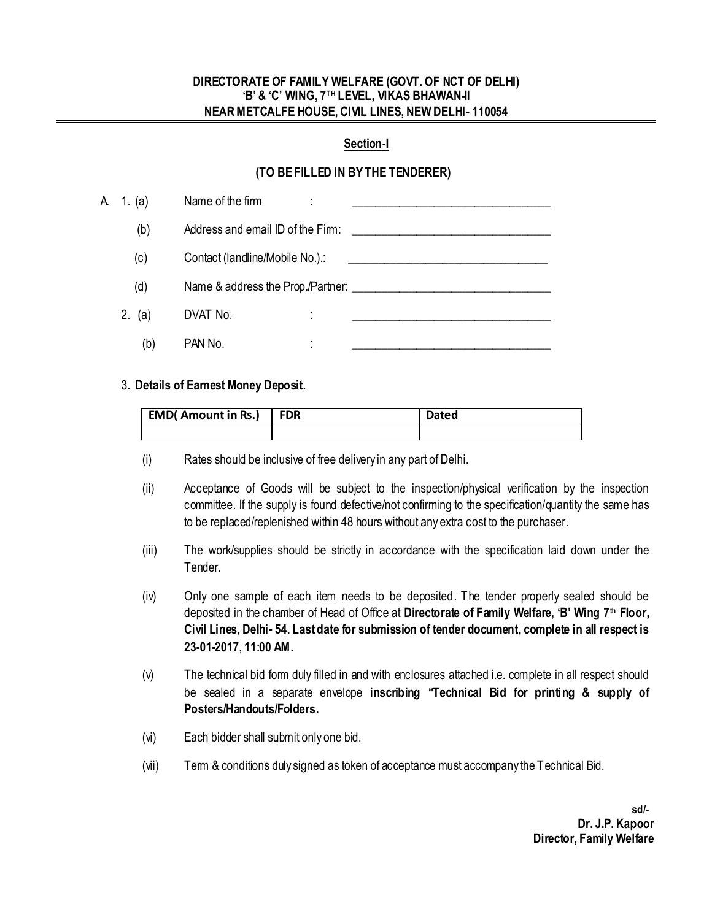**DIRECTORATE OF FAMILY WELFARE (GOVT. OF NCT OF DELHI)**
**'B' & 'C' WING, 7TH LEVEL, VIKAS BHAWAN-II**
**NEAR METCALFE HOUSE, CIVIL LINES, NEW DELHI- 110054**

---

## Section-I

### (TO BE FILLED IN BY THE TENDERER)

A. 1. (a) Name of the firm : ______________________________

(b) Address and email ID of the Firm: ______________________________

(c) Contact (landline/Mobile No.).: ______________________________

(d) Name & address the Prop./Partner: ______________________________

2. (a) DVAT No. : ______________________________

(b) PAN No. : ______________________________

3. **Details of Earnest Money Deposit.**

| EMD( Amount in Rs.) | FDR | Dated |
|---|---|---|
| | | |

(i) Rates should be inclusive of free delivery in any part of Delhi.

(ii) Acceptance of Goods will be subject to the inspection/physical verification by the inspection committee. If the supply is found defective/not confirming to the specification/quantity the same has to be replaced/replenished within 48 hours without any extra cost to the purchaser.

(iii) The work/supplies should be strictly in accordance with the specification laid down under the Tender.

(iv) Only one sample of each item needs to be deposited. The tender properly sealed should be deposited in the chamber of Head of Office at **Directorate of Family Welfare, 'B' Wing 7th Floor, Civil Lines, Delhi- 54. Last date for submission of tender document, complete in all respect is 23-01-2017, 11:00 AM.**

(v) The technical bid form duly filled in and with enclosures attached i.e. complete in all respect should be sealed in a separate envelope **inscribing "Technical Bid for printing & supply of Posters/Handouts/Folders.**

(vi) Each bidder shall submit only one bid.

(vii) Term & conditions duly signed as token of acceptance must accompany the Technical Bid.

**sd/-**
**Dr. J.P. Kapoor**
**Director, Family Welfare**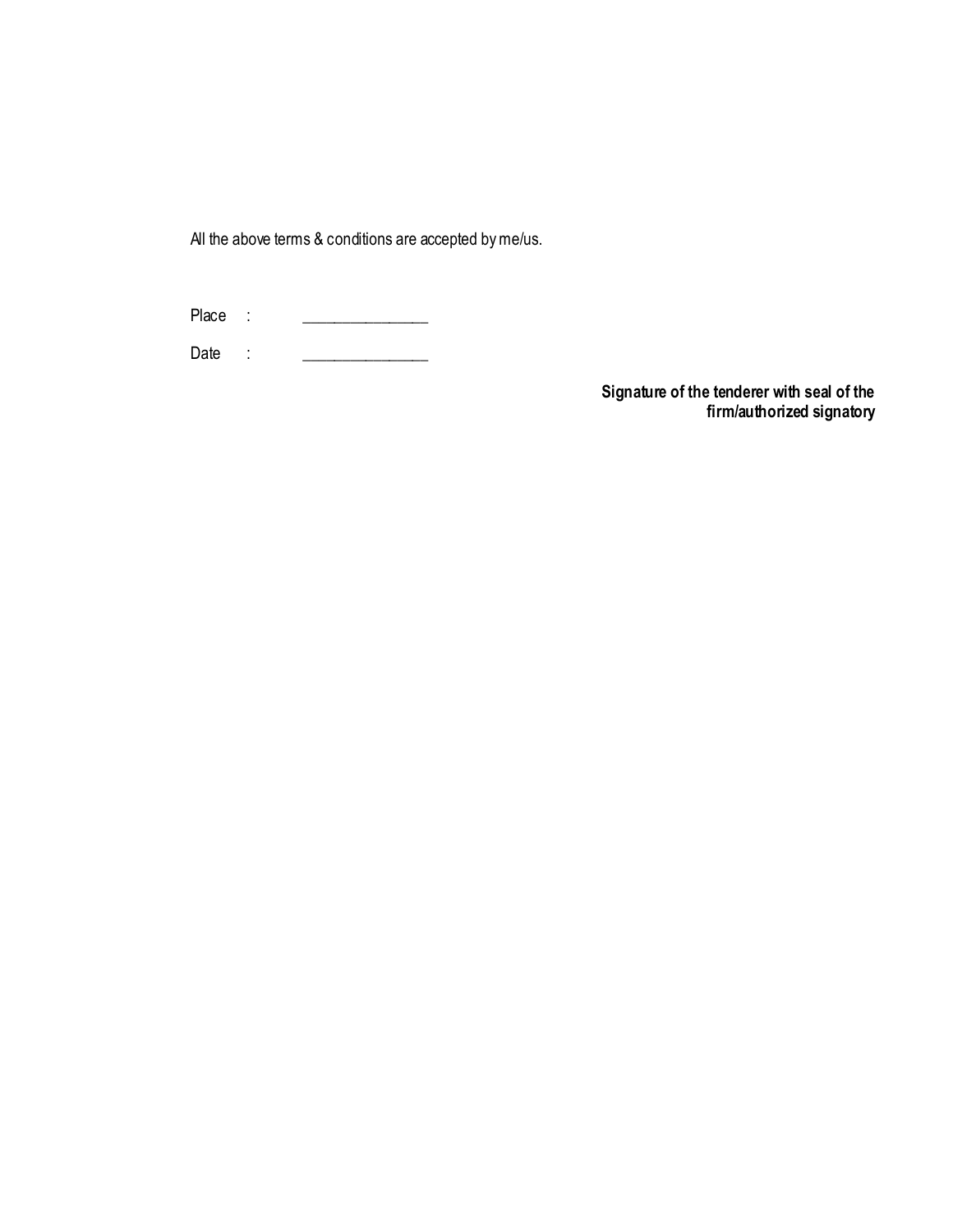All the above terms & conditions are accepted by me/us.

Place : _______________

Date : _______________

**Signature of the tenderer with seal of the firm/authorized signatory**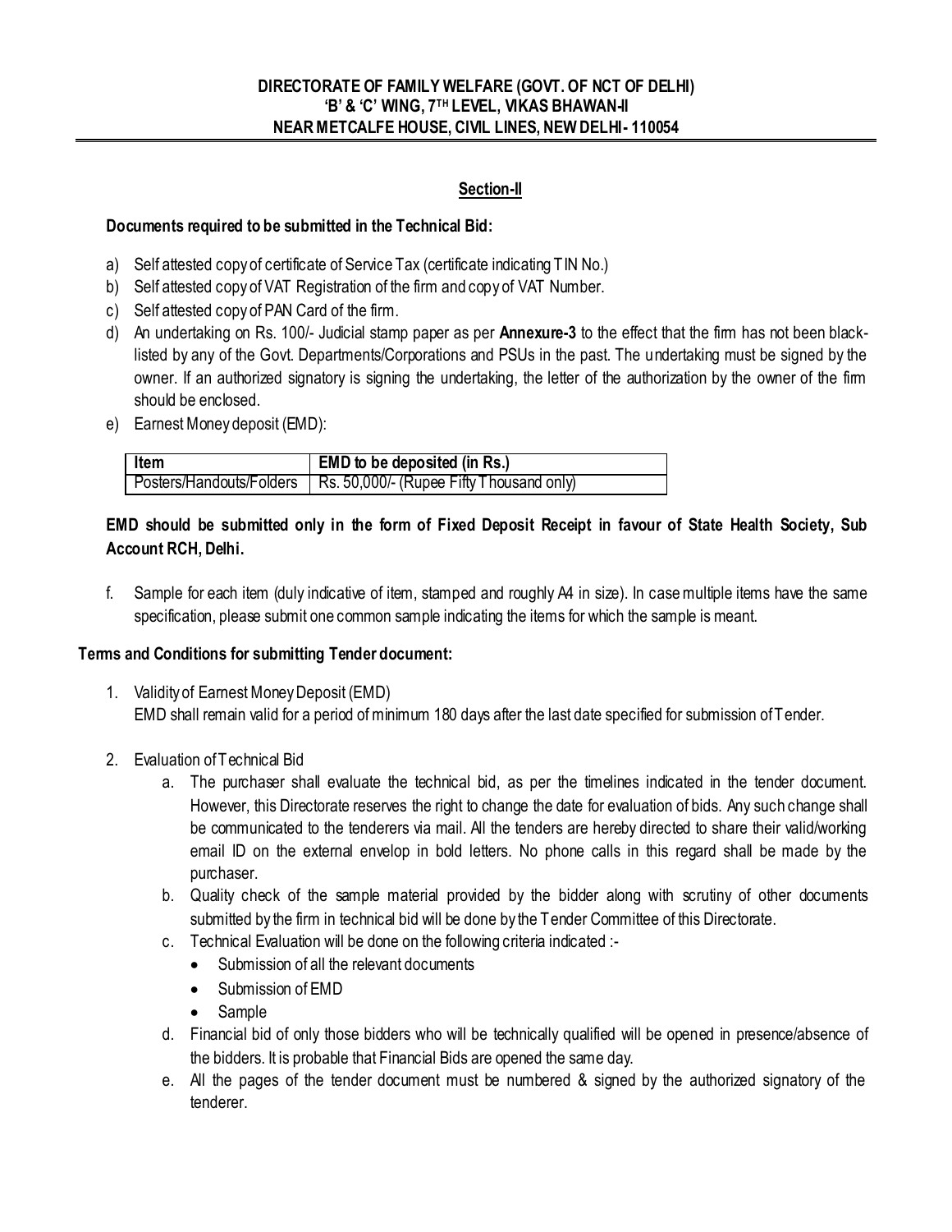**DIRECTORATE OF FAMILY WELFARE (GOVT. OF NCT OF DELHI)**
**'B' & 'C' WING, 7TH LEVEL, VIKAS BHAWAN-II**
**NEAR METCALFE HOUSE, CIVIL LINES, NEW DELHI- 110054**

## Section-II

**Documents required to be submitted in the Technical Bid:**

a) Self attested copy of certificate of Service Tax (certificate indicating TIN No.)
b) Self attested copy of VAT Registration of the firm and copy of VAT Number.
c) Self attested copy of PAN Card of the firm.
d) An undertaking on Rs. 100/- Judicial stamp paper as per **Annexure-3** to the effect that the firm has not been black-listed by any of the Govt. Departments/Corporations and PSUs in the past. The undertaking must be signed by the owner. If an authorized signatory is signing the undertaking, the letter of the authorization by the owner of the firm should be enclosed.
e) Earnest Money deposit (EMD):

| Item | EMD to be deposited (in Rs.) |
|---|---|
| Posters/Handouts/Folders | Rs. 50,000/- (Rupee Fifty Thousand only) |

**EMD should be submitted only in the form of Fixed Deposit Receipt in favour of State Health Society, Sub Account RCH, Delhi.**

f. Sample for each item (duly indicative of item, stamped and roughly A4 in size). In case multiple items have the same specification, please submit one common sample indicating the items for which the sample is meant.

**Terms and Conditions for submitting Tender document:**

1. Validity of Earnest Money Deposit (EMD)
   EMD shall remain valid for a period of minimum 180 days after the last date specified for submission of Tender.

2. Evaluation of Technical Bid
   a. The purchaser shall evaluate the technical bid, as per the timelines indicated in the tender document. However, this Directorate reserves the right to change the date for evaluation of bids. Any such change shall be communicated to the tenderers via mail. All the tenders are hereby directed to share their valid/working email ID on the external envelop in bold letters. No phone calls in this regard shall be made by the purchaser.
   b. Quality check of the sample material provided by the bidder along with scrutiny of other documents submitted by the firm in technical bid will be done by the Tender Committee of this Directorate.
   c. Technical Evaluation will be done on the following criteria indicated :-
      - Submission of all the relevant documents
      - Submission of EMD
      - Sample
   d. Financial bid of only those bidders who will be technically qualified will be opened in presence/absence of the bidders. It is probable that Financial Bids are opened the same day.
   e. All the pages of the tender document must be numbered & signed by the authorized signatory of the tenderer.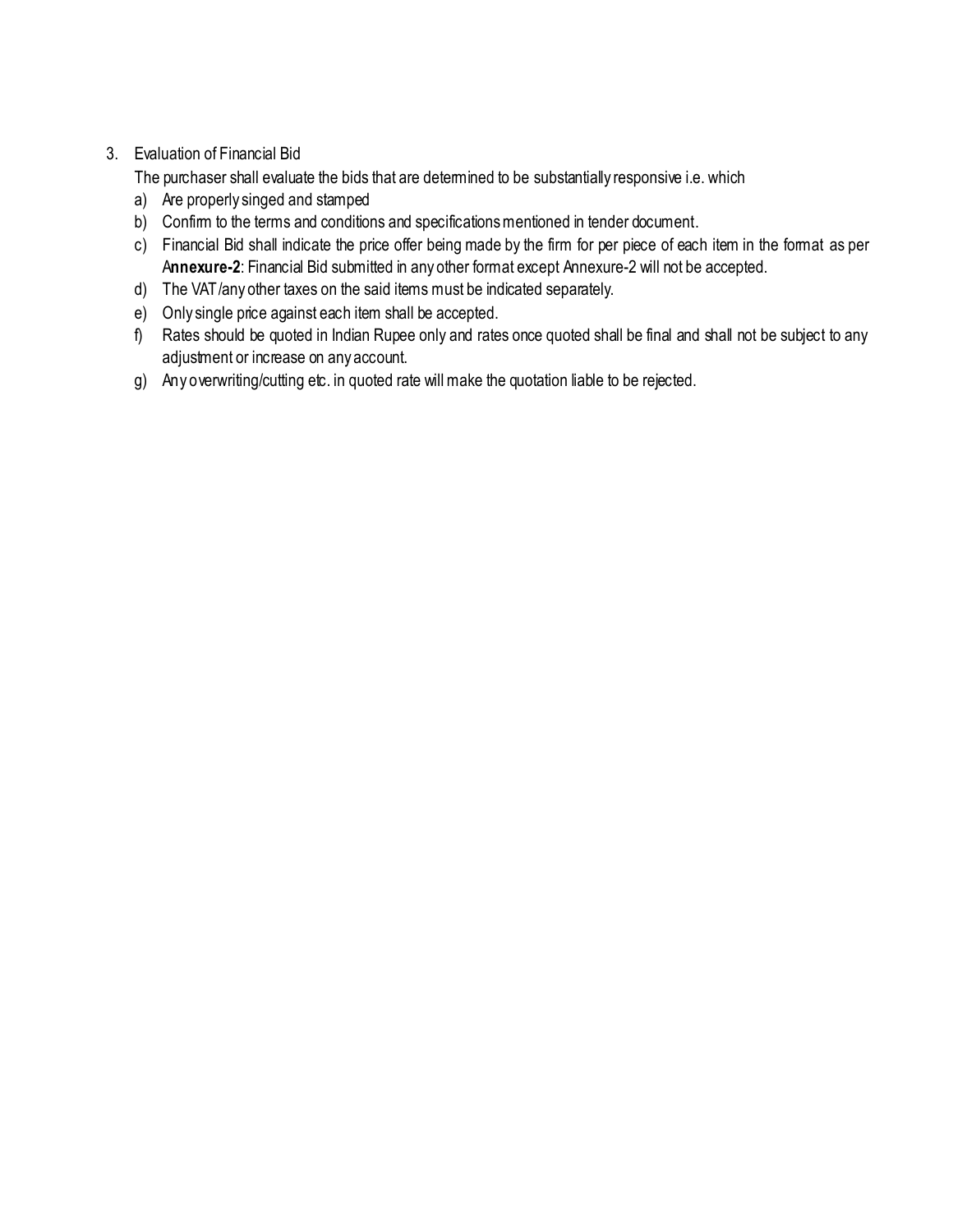3. Evaluation of Financial Bid

   The purchaser shall evaluate the bids that are determined to be substantially responsive i.e. which

   a) Are properly singed and stamped
   b) Confirm to the terms and conditions and specifications mentioned in tender document.
   c) Financial Bid shall indicate the price offer being made by the firm for per piece of each item in the format as per A**nnexure-2**: Financial Bid submitted in any other format except Annexure-2 will not be accepted.
   d) The VAT/any other taxes on the said items must be indicated separately.
   e) Only single price against each item shall be accepted.
   f) Rates should be quoted in Indian Rupee only and rates once quoted shall be final and shall not be subject to any adjustment or increase on any account.
   g) Any overwriting/cutting etc. in quoted rate will make the quotation liable to be rejected.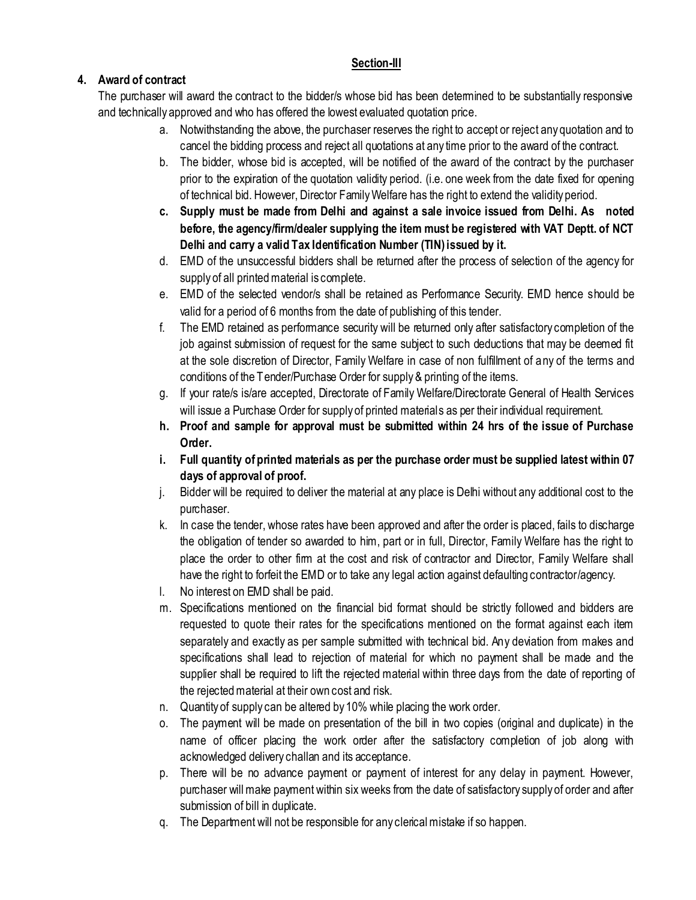**Section-III**

**4. Award of contract**

The purchaser will award the contract to the bidder/s whose bid has been determined to be substantially responsive and technically approved and who has offered the lowest evaluated quotation price.

a. Notwithstanding the above, the purchaser reserves the right to accept or reject any quotation and to cancel the bidding process and reject all quotations at any time prior to the award of the contract.

b. The bidder, whose bid is accepted, will be notified of the award of the contract by the purchaser prior to the expiration of the quotation validity period. (i.e. one week from the date fixed for opening of technical bid. However, Director Family Welfare has the right to extend the validity period.

c. **Supply must be made from Delhi and against a sale invoice issued from Delhi. As noted before, the agency/firm/dealer supplying the item must be registered with VAT Deptt. of NCT Delhi and carry a valid Tax Identification Number (TIN) issued by it.**

d. EMD of the unsuccessful bidders shall be returned after the process of selection of the agency for supply of all printed material is complete.

e. EMD of the selected vendor/s shall be retained as Performance Security. EMD hence should be valid for a period of 6 months from the date of publishing of this tender.

f. The EMD retained as performance security will be returned only after satisfactory completion of the job against submission of request for the same subject to such deductions that may be deemed fit at the sole discretion of Director, Family Welfare in case of non fulfillment of any of the terms and conditions of the Tender/Purchase Order for supply & printing of the items.

g. If your rate/s is/are accepted, Directorate of Family Welfare/Directorate General of Health Services will issue a Purchase Order for supply of printed materials as per their individual requirement.

h. **Proof and sample for approval must be submitted within 24 hrs of the issue of Purchase Order.**

i. **Full quantity of printed materials as per the purchase order must be supplied latest within 07 days of approval of proof.**

j. Bidder will be required to deliver the material at any place is Delhi without any additional cost to the purchaser.

k. In case the tender, whose rates have been approved and after the order is placed, fails to discharge the obligation of tender so awarded to him, part or in full, Director, Family Welfare has the right to place the order to other firm at the cost and risk of contractor and Director, Family Welfare shall have the right to forfeit the EMD or to take any legal action against defaulting contractor/agency.

l. No interest on EMD shall be paid.

m. Specifications mentioned on the financial bid format should be strictly followed and bidders are requested to quote their rates for the specifications mentioned on the format against each item separately and exactly as per sample submitted with technical bid. Any deviation from makes and specifications shall lead to rejection of material for which no payment shall be made and the supplier shall be required to lift the rejected material within three days from the date of reporting of the rejected material at their own cost and risk.

n. Quantity of supply can be altered by 10% while placing the work order.

o. The payment will be made on presentation of the bill in two copies (original and duplicate) in the name of officer placing the work order after the satisfactory completion of job along with acknowledged delivery challan and its acceptance.

p. There will be no advance payment or payment of interest for any delay in payment. However, purchaser will make payment within six weeks from the date of satisfactory supply of order and after submission of bill in duplicate.

q. The Department will not be responsible for any clerical mistake if so happen.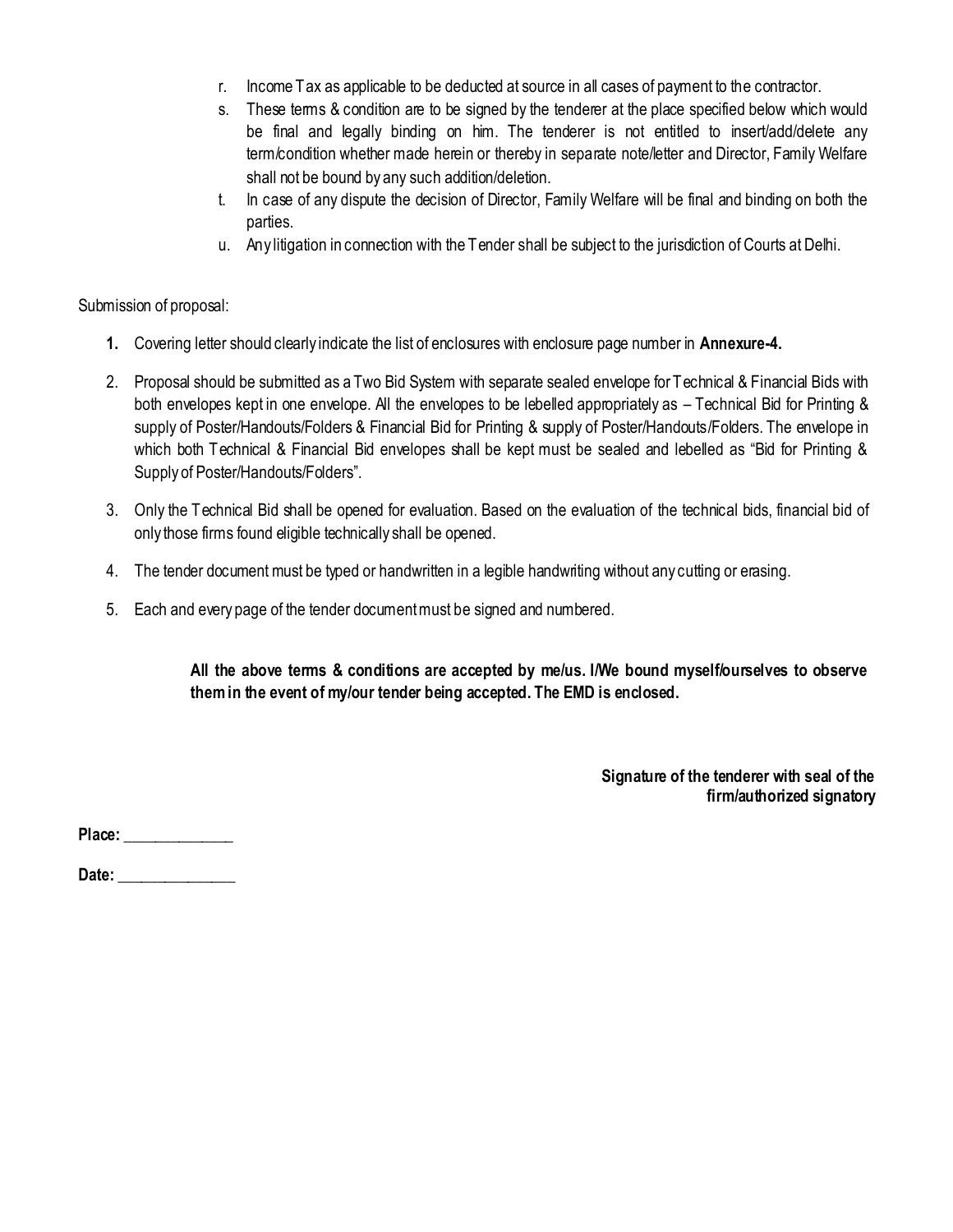r. Income Tax as applicable to be deducted at source in all cases of payment to the contractor.

s. These terms & condition are to be signed by the tenderer at the place specified below which would be final and legally binding on him. The tenderer is not entitled to insert/add/delete any term/condition whether made herein or thereby in separate note/letter and Director, Family Welfare shall not be bound by any such addition/deletion.

t. In case of any dispute the decision of Director, Family Welfare will be final and binding on both the parties.

u. Any litigation in connection with the Tender shall be subject to the jurisdiction of Courts at Delhi.

Submission of proposal:

1. Covering letter should clearly indicate the list of enclosures with enclosure page number in **Annexure-4.**

2. Proposal should be submitted as a Two Bid System with separate sealed envelope for Technical & Financial Bids with both envelopes kept in one envelope. All the envelopes to be lebelled appropriately as – Technical Bid for Printing & supply of Poster/Handouts/Folders & Financial Bid for Printing & supply of Poster/Handouts/Folders. The envelope in which both Technical & Financial Bid envelopes shall be kept must be sealed and lebelled as "Bid for Printing & Supply of Poster/Handouts/Folders".

3. Only the Technical Bid shall be opened for evaluation. Based on the evaluation of the technical bids, financial bid of only those firms found eligible technically shall be opened.

4. The tender document must be typed or handwritten in a legible handwriting without any cutting or erasing.

5. Each and every page of the tender document must be signed and numbered.

**All the above terms & conditions are accepted by me/us. I/We bound myself/ourselves to observe them in the event of my/our tender being accepted. The EMD is enclosed.**

**Signature of the tenderer with seal of the firm/authorized signatory**

**Place:** ______________

**Date:** _______________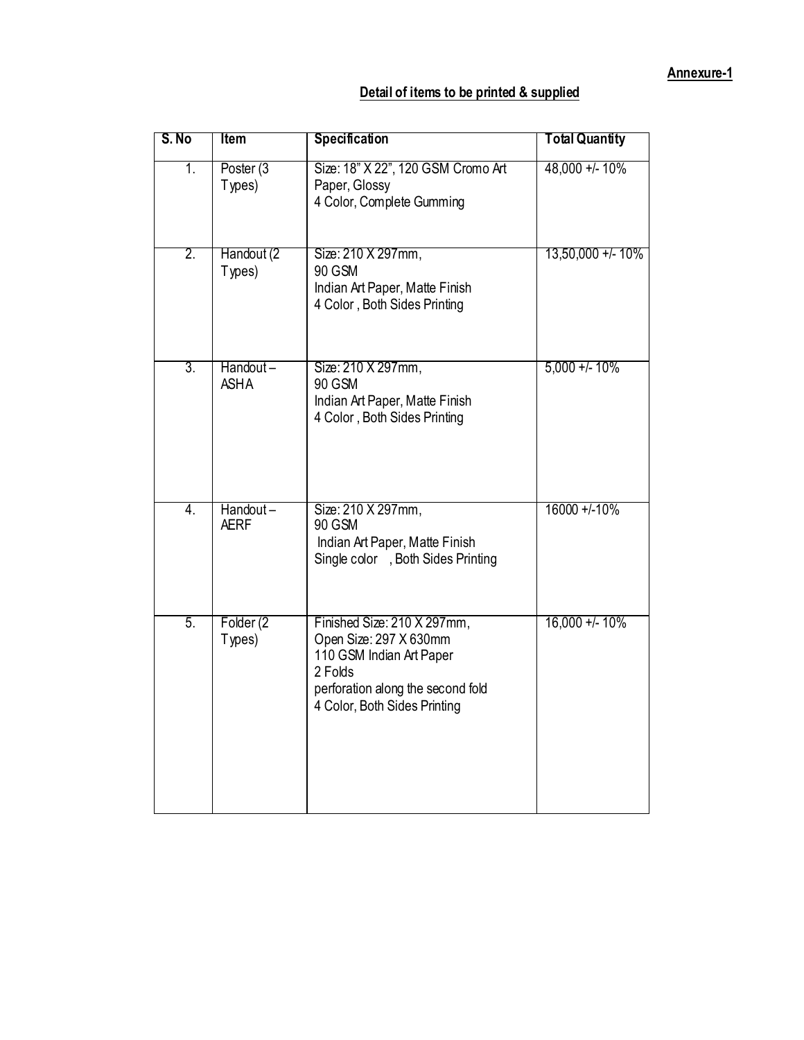**Annexure-1**

**Detail of items to be printed & supplied**

| S. No | Item | Specification | Total Quantity |
|---|---|---|---|
| 1. | Poster (3 Types) | Size: 18" X 22", 120 GSM Cromo Art Paper, Glossy<br>4 Color, Complete Gumming | 48,000 +/- 10% |
| 2. | Handout (2 Types) | Size: 210 X 297mm,<br>90 GSM<br>Indian Art Paper, Matte Finish<br>4 Color , Both Sides Printing | 13,50,000 +/- 10% |
| 3. | Handout – ASHA | Size: 210 X 297mm,<br>90 GSM<br>Indian Art Paper, Matte Finish<br>4 Color , Both Sides Printing | 5,000 +/- 10% |
| 4. | Handout – AERF | Size: 210 X 297mm,<br>90 GSM<br>Indian Art Paper, Matte Finish<br>Single color , Both Sides Printing | 16000 +/-10% |
| 5. | Folder (2 Types) | Finished Size: 210 X 297mm,<br>Open Size: 297 X 630mm<br>110 GSM Indian Art Paper<br>2 Folds<br>perforation along the second fold<br>4 Color, Both Sides Printing | 16,000 +/- 10% |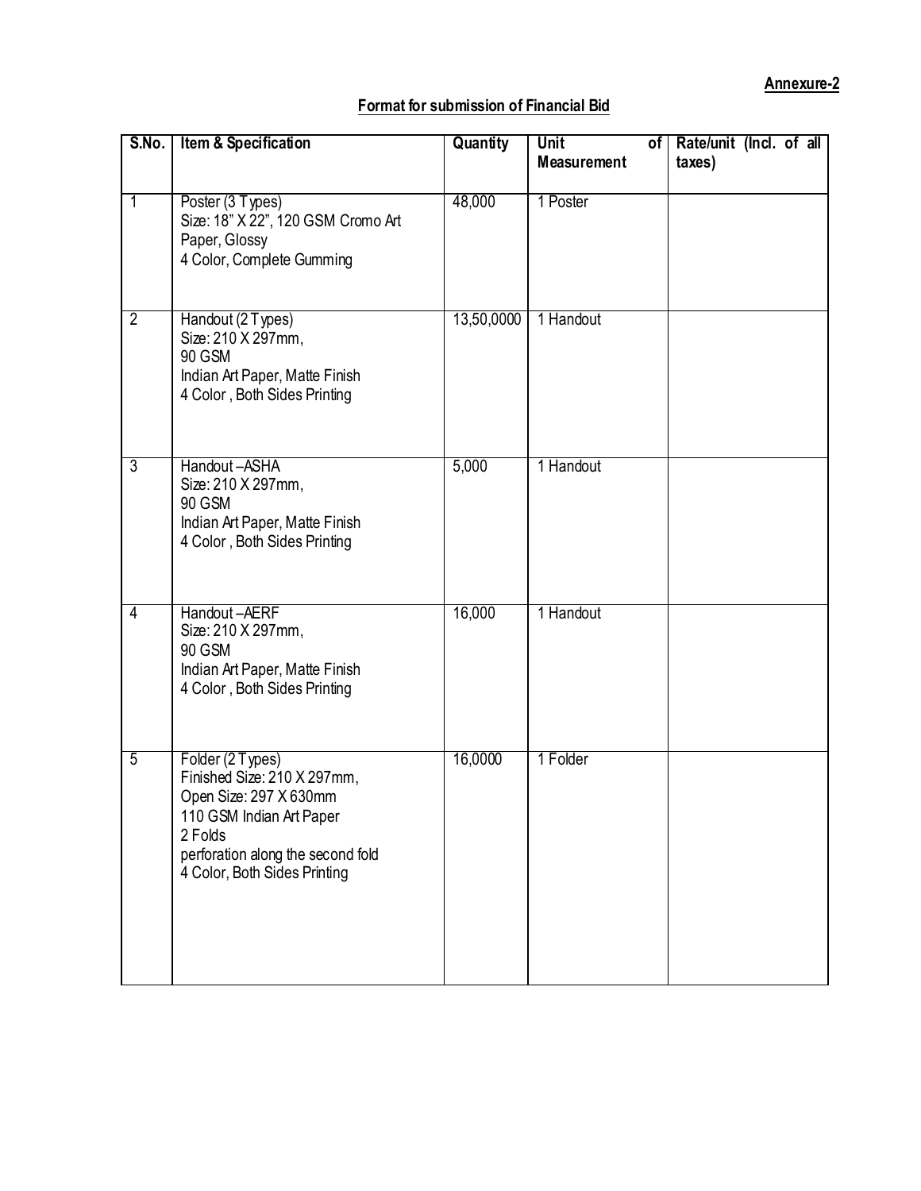**Annexure-2**

**Format for submission of Financial Bid**

| S.No. | Item & Specification | Quantity | Unit of Measurement | Rate/unit (Incl. of all taxes) |
|---|---|---|---|---|
| 1 | Poster (3 Types)<br>Size: 18" X 22", 120 GSM Cromo Art Paper, Glossy<br>4 Color, Complete Gumming | 48,000 | 1 Poster | |
| 2 | Handout (2 Types)<br>Size: 210 X 297mm,<br>90 GSM<br>Indian Art Paper, Matte Finish<br>4 Color , Both Sides Printing | 13,50,0000 | 1 Handout | |
| 3 | Handout –ASHA<br>Size: 210 X 297mm,<br>90 GSM<br>Indian Art Paper, Matte Finish<br>4 Color , Both Sides Printing | 5,000 | 1 Handout | |
| 4 | Handout –AERF<br>Size: 210 X 297mm,<br>90 GSM<br>Indian Art Paper, Matte Finish<br>4 Color , Both Sides Printing | 16,000 | 1 Handout | |
| 5 | Folder (2 Types)<br>Finished Size: 210 X 297mm,<br>Open Size: 297 X 630mm<br>110 GSM Indian Art Paper<br>2 Folds<br>perforation along the second fold<br>4 Color, Both Sides Printing | 16,0000 | 1 Folder | |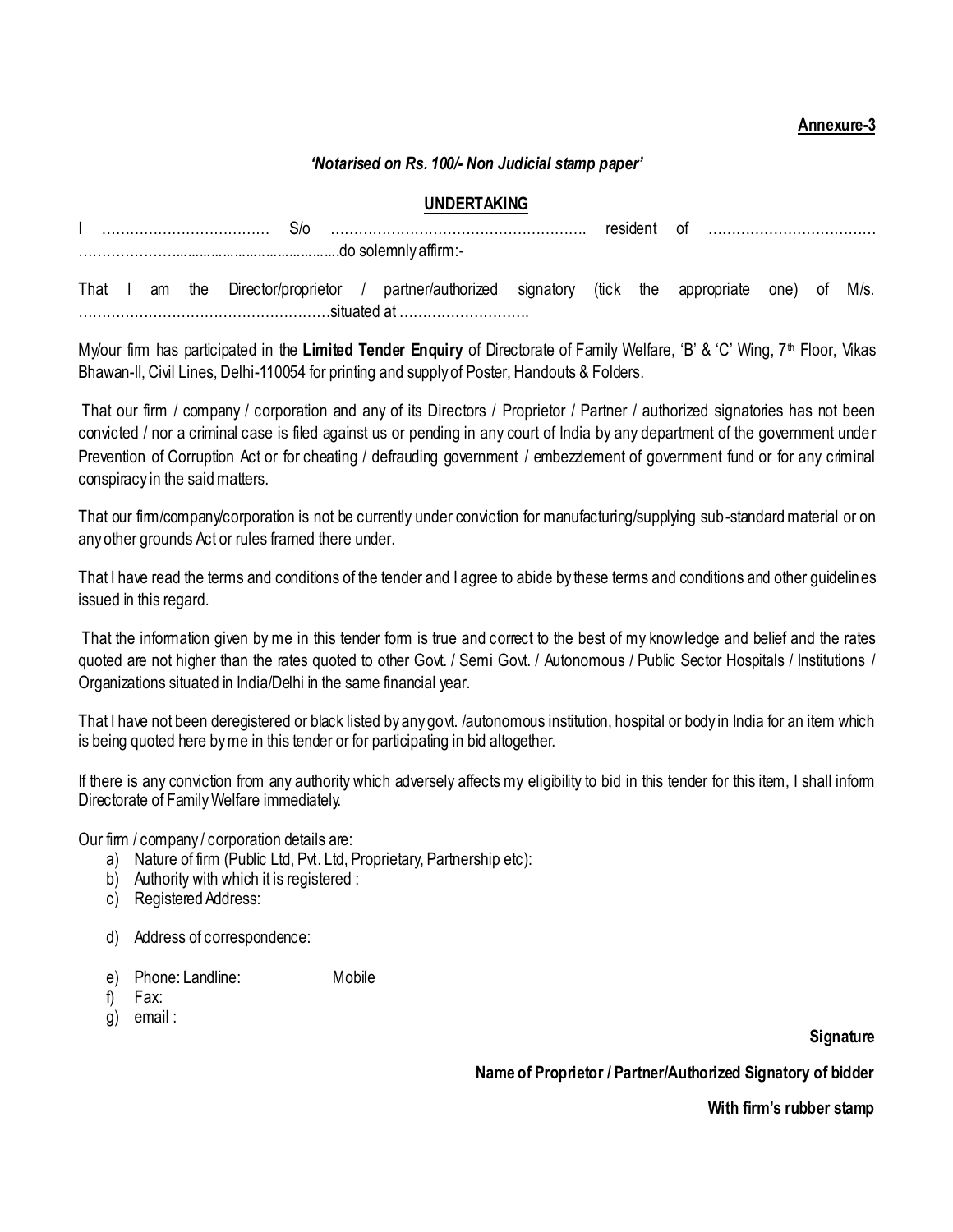**Annexure-3**

***'Notarised on Rs. 100/- Non Judicial stamp paper'***

**UNDERTAKING**

I ……………………………… S/o ………………………………………………. resident of ……………………………… …………………...........................................do solemnly affirm:-

That I am the Director/proprietor / partner/authorized signatory (tick the appropriate one) of M/s. …………………………………………….situated at ……………………….

My/our firm has participated in the **Limited Tender Enquiry** of Directorate of Family Welfare, 'B' & 'C' Wing, 7th Floor, Vikas Bhawan-II, Civil Lines, Delhi-110054 for printing and supply of Poster, Handouts & Folders.

That our firm / company / corporation and any of its Directors / Proprietor / Partner / authorized signatories has not been convicted / nor a criminal case is filed against us or pending in any court of India by any department of the government under Prevention of Corruption Act or for cheating / defrauding government / embezzlement of government fund or for any criminal conspiracy in the said matters.

That our firm/company/corporation is not be currently under conviction for manufacturing/supplying sub-standard material or on any other grounds Act or rules framed there under.

That I have read the terms and conditions of the tender and I agree to abide by these terms and conditions and other guidelines issued in this regard.

That the information given by me in this tender form is true and correct to the best of my knowledge and belief and the rates quoted are not higher than the rates quoted to other Govt. / Semi Govt. / Autonomous / Public Sector Hospitals / Institutions / Organizations situated in India/Delhi in the same financial year.

That I have not been deregistered or black listed by any govt. /autonomous institution, hospital or body in India for an item which is being quoted here by me in this tender or for participating in bid altogether.

If there is any conviction from any authority which adversely affects my eligibility to bid in this tender for this item, I shall inform Directorate of Family Welfare immediately.

Our firm / company / corporation details are:

a) Nature of firm (Public Ltd, Pvt. Ltd, Proprietary, Partnership etc):
b) Authority with which it is registered :
c) Registered Address:
d) Address of correspondence:
e) Phone: Landline: Mobile
f) Fax:
g) email :

**Signature**

**Name of Proprietor / Partner/Authorized Signatory of bidder**

**With firm's rubber stamp**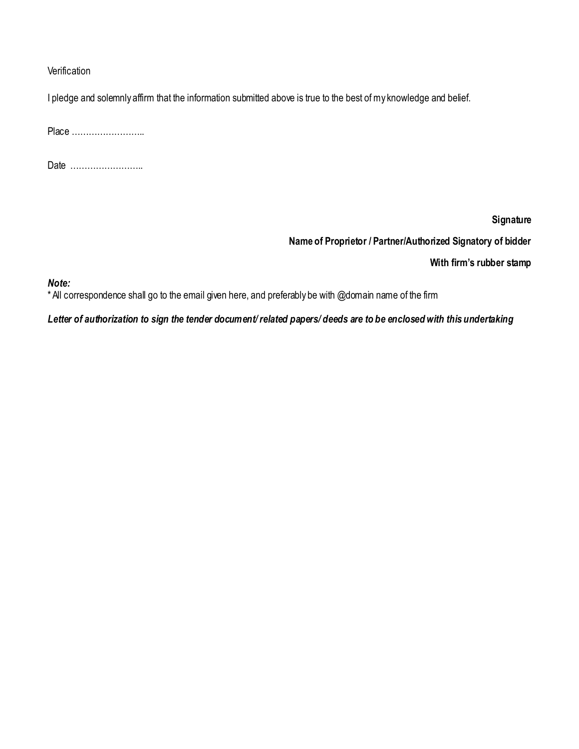Verification

I pledge and solemnly affirm that the information submitted above is true to the best of my knowledge and belief.

Place ……………………..

Date ……………………..

**Signature**

**Name of Proprietor / Partner/Authorized Signatory of bidder**

**With firm's rubber stamp**

***Note:***
* All correspondence shall go to the email given here, and preferably be with @domain name of the firm

***Letter of authorization to sign the tender document/ related papers/ deeds are to be enclosed with this undertaking***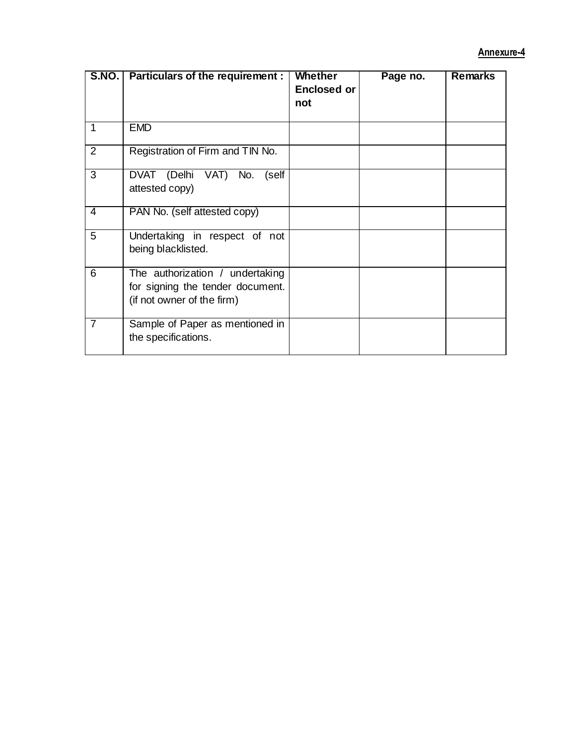**Annexure-4**

| S.NO. | Particulars of the requirement : | Whether Enclosed or not | Page no. | Remarks |
|---|---|---|---|---|
| 1 | EMD | | | |
| 2 | Registration of Firm and TIN No. | | | |
| 3 | DVAT (Delhi VAT) No. (self attested copy) | | | |
| 4 | PAN No. (self attested copy) | | | |
| 5 | Undertaking in respect of not being blacklisted. | | | |
| 6 | The authorization / undertaking for signing the tender document. (if not owner of the firm) | | | |
| 7 | Sample of Paper as mentioned in the specifications. | | | |